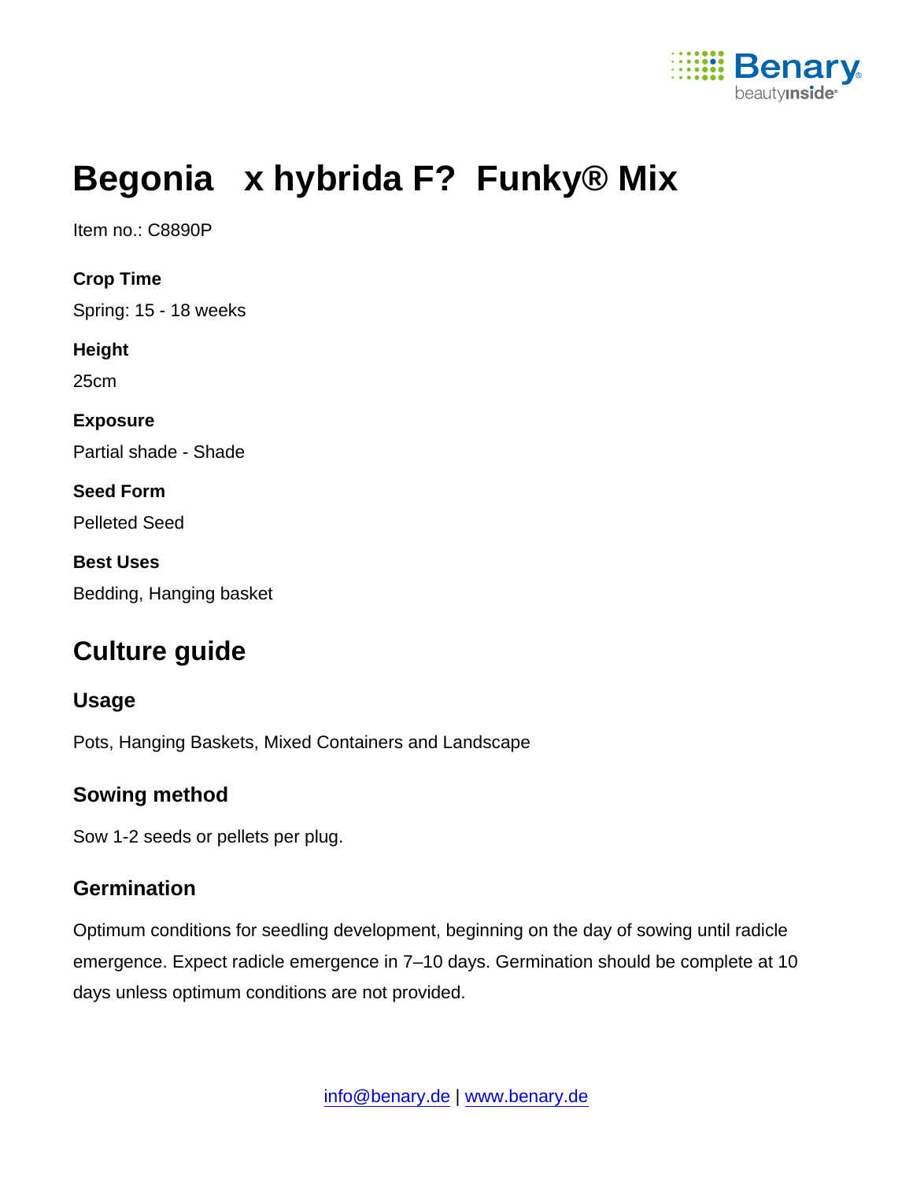# Begonia x hybrida F? Funky® Mix

Item no.: C8890P

**Crop Time**

Spring: 15 - 18 weeks

**Height**

25cm

**Exposure**

Partial shade - Shade

**Seed Form**

Pelleted Seed

**Best Uses**

Bedding, Hanging basket

## Culture guide

### Usage

Pots, Hanging Baskets, Mixed Containers and Landscape

### Sowing method

Sow 1-2 seeds or pellets per plug.

### Germination

Optimum conditions for seedling development, beginning on the day of sowing until radicle emergence. Expect radicle emergence in 7–10 days. Germination should be complete at 10 days unless optimum conditions are not provided.

info@benary.de | www.benary.de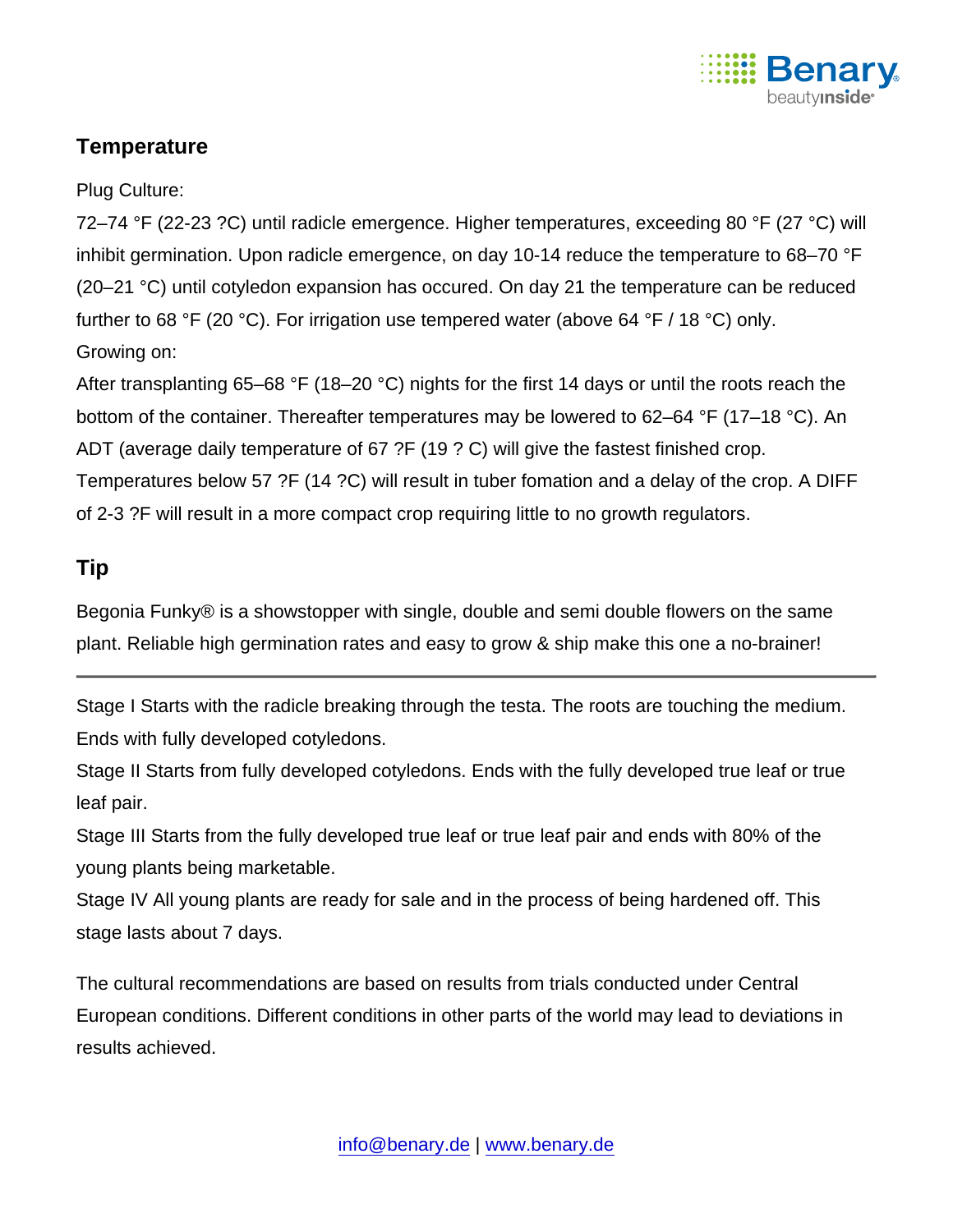## Temperature

Plug Culture:

72–74 °F (22-23 ?C) until radicle emergence. Higher temperatures, exceeding 80 °F (27 °C) will inhibit germination. Upon radicle emergence, on day 10-14 reduce the temperature to 68–70 °F (20–21 °C) until cotyledon expansion has occured. On day 21 the temperature can be reduced further to 68 °F (20 °C). For irrigation use tempered water (above 64 °F / 18 °C) only.

Growing on:

After transplanting 65–68 °F (18–20 °C) nights for the first 14 days or until the roots reach the bottom of the container. Thereafter temperatures may be lowered to 62–64 °F (17–18 °C). An ADT (average daily temperature of 67 ?F (19 ? C) will give the fastest finished crop. Temperatures below 57 ?F (14 ?C) will result in tuber fomation and a delay of the crop. A DIFF of 2-3 ?F will result in a more compact crop requiring little to no growth regulators.

## Tip

Begonia Funky® is a showstopper with single, double and semi double flowers on the same plant. Reliable high germination rates and easy to grow & ship make this one a no-brainer!

---

Stage I Starts with the radicle breaking through the testa. The roots are touching the medium. Ends with fully developed cotyledons.

Stage II Starts from fully developed cotyledons. Ends with the fully developed true leaf or true leaf pair.

Stage III Starts from the fully developed true leaf or true leaf pair and ends with 80% of the young plants being marketable.

Stage IV All young plants are ready for sale and in the process of being hardened off. This stage lasts about 7 days.

The cultural recommendations are based on results from trials conducted under Central European conditions. Different conditions in other parts of the world may lead to deviations in results achieved.

info@benary.de | www.benary.de